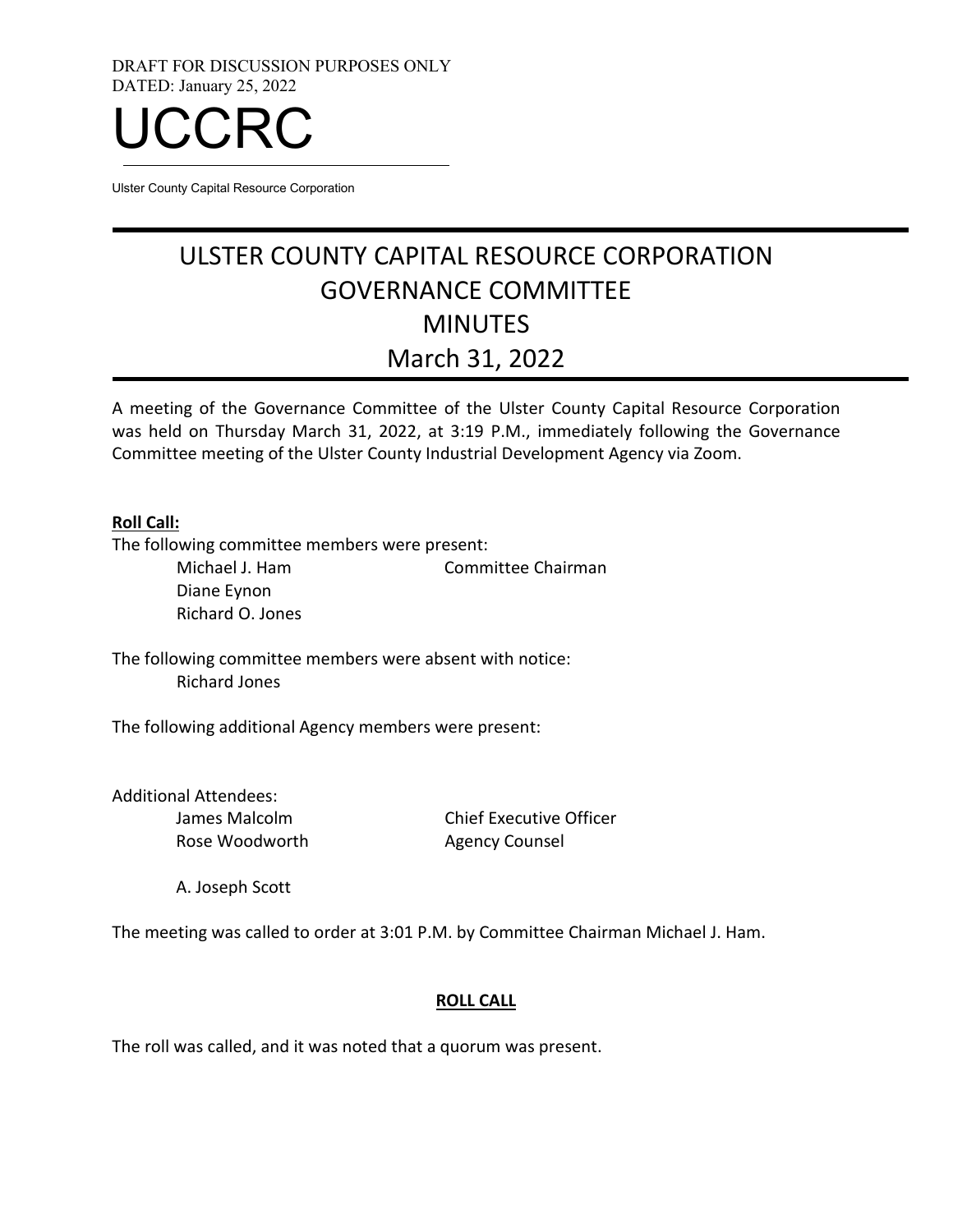DRAFT FOR DISCUSSION PURPOSES ONLY
DATED: January 25, 2022

# UCCRC

Ulster County Capital Resource Corporation

# ULSTER COUNTY CAPITAL RESOURCE CORPORATION
# GOVERNANCE COMMITTEE
# MINUTES
# March 31, 2022

A meeting of the Governance Committee of the Ulster County Capital Resource Corporation was held on Thursday March 31, 2022, at 3:19 P.M., immediately following the Governance Committee meeting of the Ulster County Industrial Development Agency via Zoom.

**Roll Call:**

The following committee members were present:

Michael J. Ham — Committee Chairman
Diane Eynon
Richard O. Jones

The following committee members were absent with notice:

Richard Jones

The following additional Agency members were present:

Additional Attendees:

James Malcolm — Chief Executive Officer
Rose Woodworth — Agency Counsel

A. Joseph Scott

The meeting was called to order at 3:01 P.M. by Committee Chairman Michael J. Ham.

**ROLL CALL**

The roll was called, and it was noted that a quorum was present.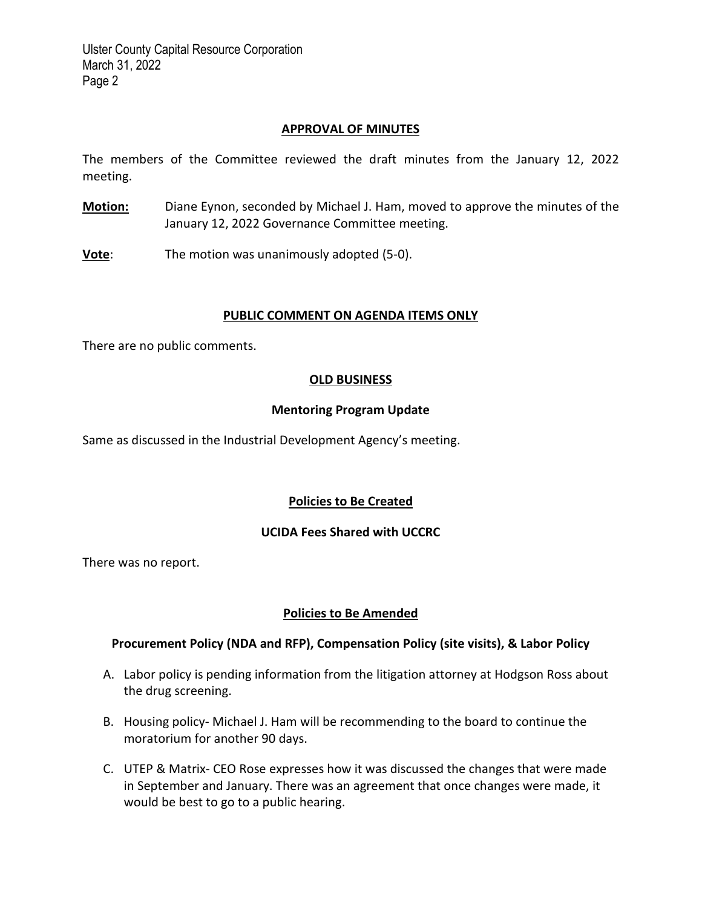## APPROVAL OF MINUTES

The members of the Committee reviewed the draft minutes from the January 12, 2022 meeting.

**Motion:** Diane Eynon, seconded by Michael J. Ham, moved to approve the minutes of the January 12, 2022 Governance Committee meeting.

**Vote**: The motion was unanimously adopted (5-0).

## PUBLIC COMMENT ON AGENDA ITEMS ONLY

There are no public comments.

## OLD BUSINESS

### Mentoring Program Update

Same as discussed in the Industrial Development Agency's meeting.

### Policies to Be Created

#### UCIDA Fees Shared with UCCRC

There was no report.

### Policies to Be Amended

#### Procurement Policy (NDA and RFP), Compensation Policy (site visits), & Labor Policy

A. Labor policy is pending information from the litigation attorney at Hodgson Ross about the drug screening.

B. Housing policy- Michael J. Ham will be recommending to the board to continue the moratorium for another 90 days.

C. UTEP & Matrix- CEO Rose expresses how it was discussed the changes that were made in September and January. There was an agreement that once changes were made, it would be best to go to a public hearing.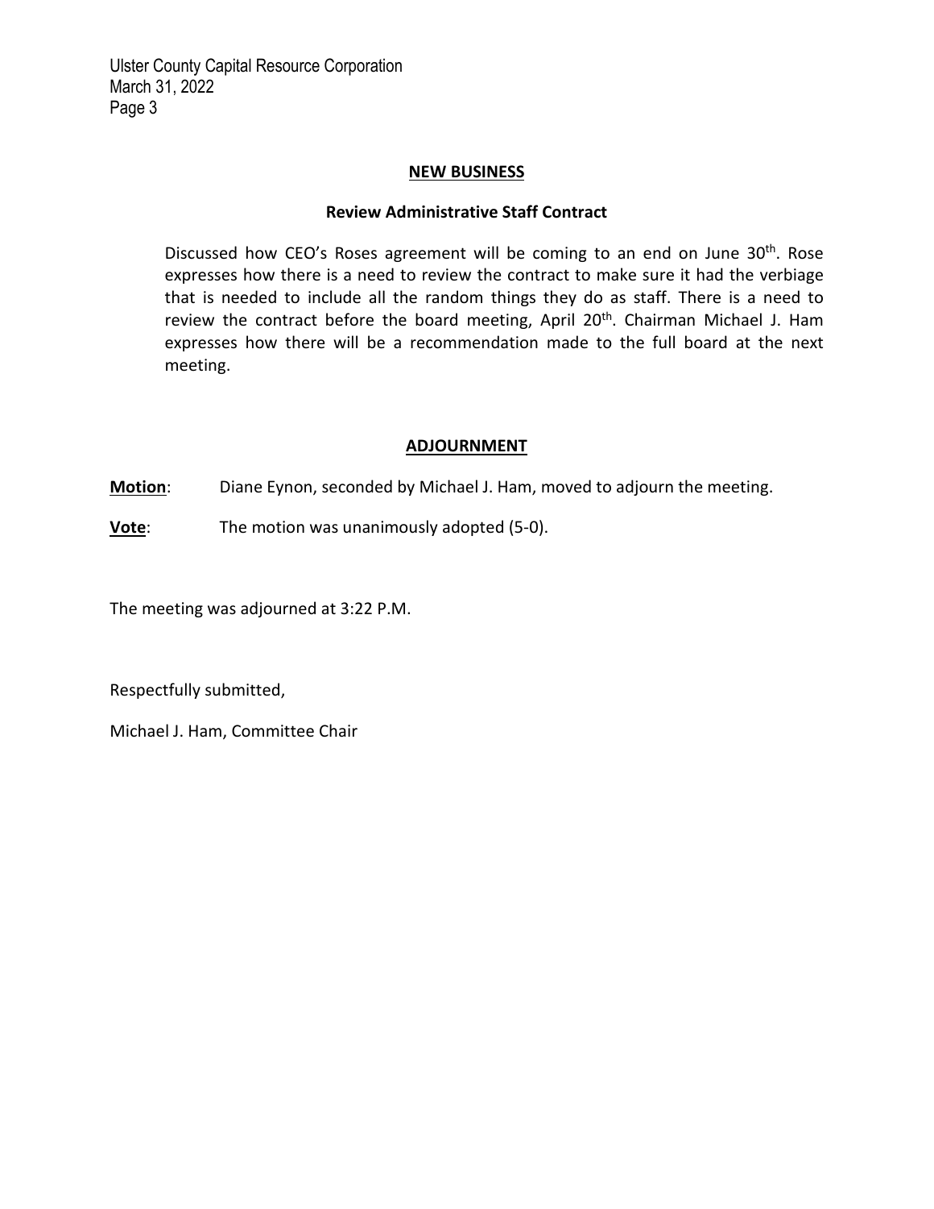## NEW BUSINESS

### Review Administrative Staff Contract

Discussed how CEO's Roses agreement will be coming to an end on June 30th. Rose expresses how there is a need to review the contract to make sure it had the verbiage that is needed to include all the random things they do as staff. There is a need to review the contract before the board meeting, April 20th. Chairman Michael J. Ham expresses how there will be a recommendation made to the full board at the next meeting.

## ADJOURNMENT

**Motion**: Diane Eynon, seconded by Michael J. Ham, moved to adjourn the meeting.

**Vote**: The motion was unanimously adopted (5-0).

The meeting was adjourned at 3:22 P.M.

Respectfully submitted,

Michael J. Ham, Committee Chair